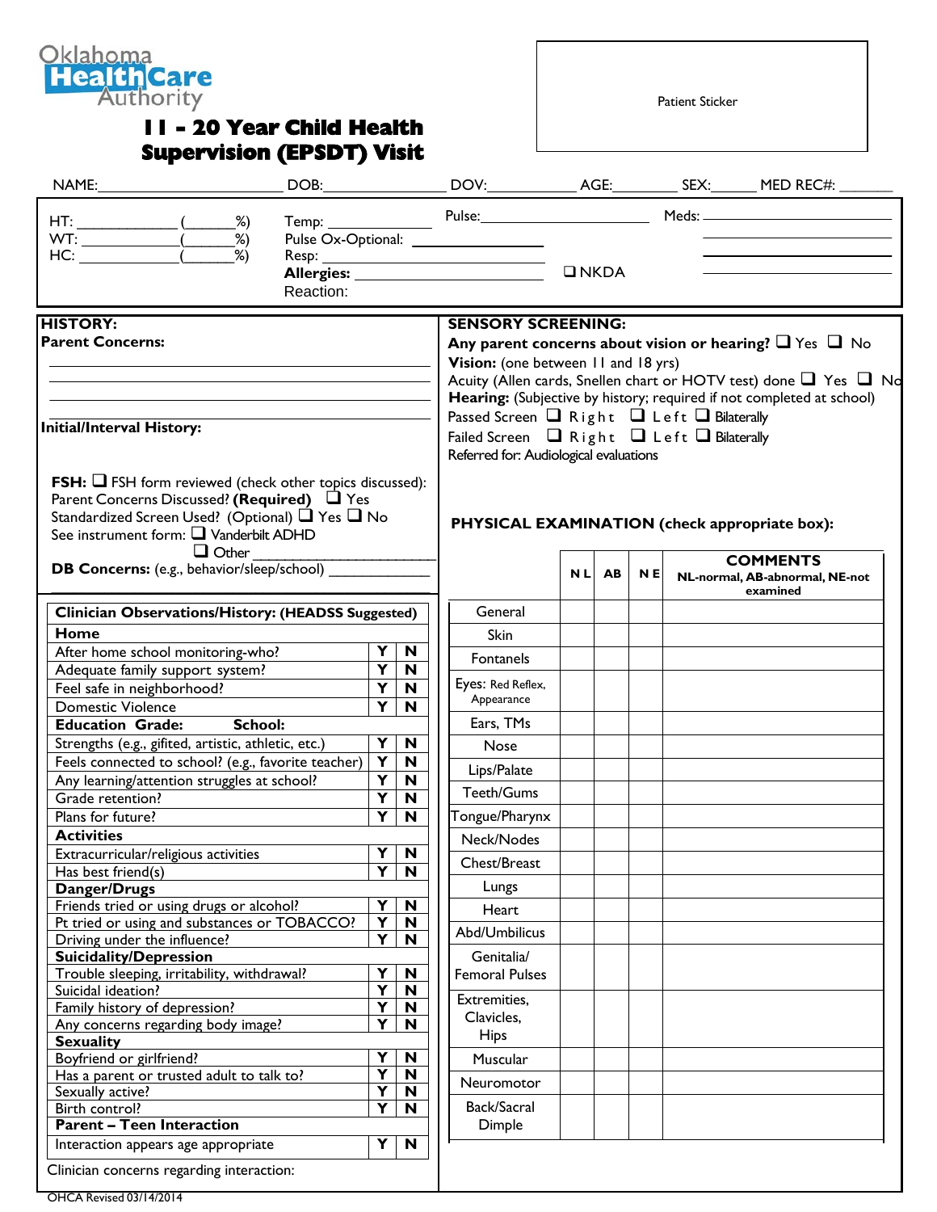Oklahoma HealthCare Authority

# 11 - 20 Year Child Health Supervision (EPSDT) Visit

Patient Sticker

NAME:______________________ DOB:______________ DOV:__________ AGE:________ SEX:_____ MED REC#: _______

HT: ____________ (______%)
WT: ____________ (______%)
HC: ____________ (______%)

Temp: ____________
Pulse Ox-Optional: ______________
Resp: ______________________
**Allergies:** ______________________ ❑ NKDA
Reaction:

Pulse: ______________________

Meds: ______________________
______________________
______________________
______________________

## HISTORY:

**Parent Concerns:**

______________________________________________
______________________________________________
______________________________________________
______________________________________________

**Initial/Interval History:**

**FSH:** ❑ FSH form reviewed (check other topics discussed):
Parent Concerns Discussed? **(Required)** ❑ Yes
Standardized Screen Used? (Optional) ❑ Yes ❑ No
See instrument form: ❑ Vanderbilt ADHD
❑ Other ______________________

**DB Concerns:** (e.g., behavior/sleep/school) ____________

| Clinician Observations/History: (HEADSS Suggested) | | |
|---|---|---|
| **Home** | | |
| After home school monitoring-who? | Y | N |
| Adequate family support system? | Y | N |
| Feel safe in neighborhood? | Y | N |
| Domestic Violence | Y | N |
| **Education Grade: School:** | | |
| Strengths (e.g., gifited, artistic, athletic, etc.) | Y | N |
| Feels connected to school? (e.g., favorite teacher) | Y | N |
| Any learning/attention struggles at school? | Y | N |
| Grade retention? | Y | N |
| Plans for future? | Y | N |
| **Activities** | | |
| Extracurricular/religious activities | Y | N |
| Has best friend(s) | Y | N |
| **Danger/Drugs** | | |
| Friends tried or using drugs or alcohol? | Y | N |
| Pt tried or using and substances or TOBACCO? | Y | N |
| Driving under the influence? | Y | N |
| **Suicidality/Depression** | | |
| Trouble sleeping, irritability, withdrawal? | Y | N |
| Suicidal ideation? | Y | N |
| Family history of depression? | Y | N |
| Any concerns regarding body image? | Y | N |
| **Sexuality** | | |
| Boyfriend or girlfriend? | Y | N |
| Has a parent or trusted adult to talk to? | Y | N |
| Sexually active? | Y | N |
| Birth control? | Y | N |
| **Parent – Teen Interaction** | | |
| Interaction appears age appropriate | Y | N |

Clinician concerns regarding interaction:

## SENSORY SCREENING:

**Any parent concerns about vision or hearing?** ❑ Yes ❑ No
**Vision:** (one between 11 and 18 yrs)
Acuity (Allen cards, Snellen chart or HOTV test) done ❑ Yes ❑ No
**Hearing:** (Subjective by history; required if not completed at school)
Passed Screen ❑ Right ❑ Left ❑ Bilaterally
Failed Screen ❑ Right ❑ Left ❑ Bilaterally
Referred for: Audiological evaluations

## PHYSICAL EXAMINATION (check appropriate box):

| | NL | AB | NE | COMMENTS NL-normal, AB-abnormal, NE-not examined |
|---|---|---|---|---|
| General | | | | |
| Skin | | | | |
| Fontanels | | | | |
| Eyes: Red Reflex, Appearance | | | | |
| Ears, TMs | | | | |
| Nose | | | | |
| Lips/Palate | | | | |
| Teeth/Gums | | | | |
| Tongue/Pharynx | | | | |
| Neck/Nodes | | | | |
| Chest/Breast | | | | |
| Lungs | | | | |
| Heart | | | | |
| Abd/Umbilicus | | | | |
| Genitalia/ Femoral Pulses | | | | |
| Extremities, Clavicles, Hips | | | | |
| Muscular | | | | |
| Neuromotor | | | | |
| Back/Sacral Dimple | | | | |

OHCA Revised 03/14/2014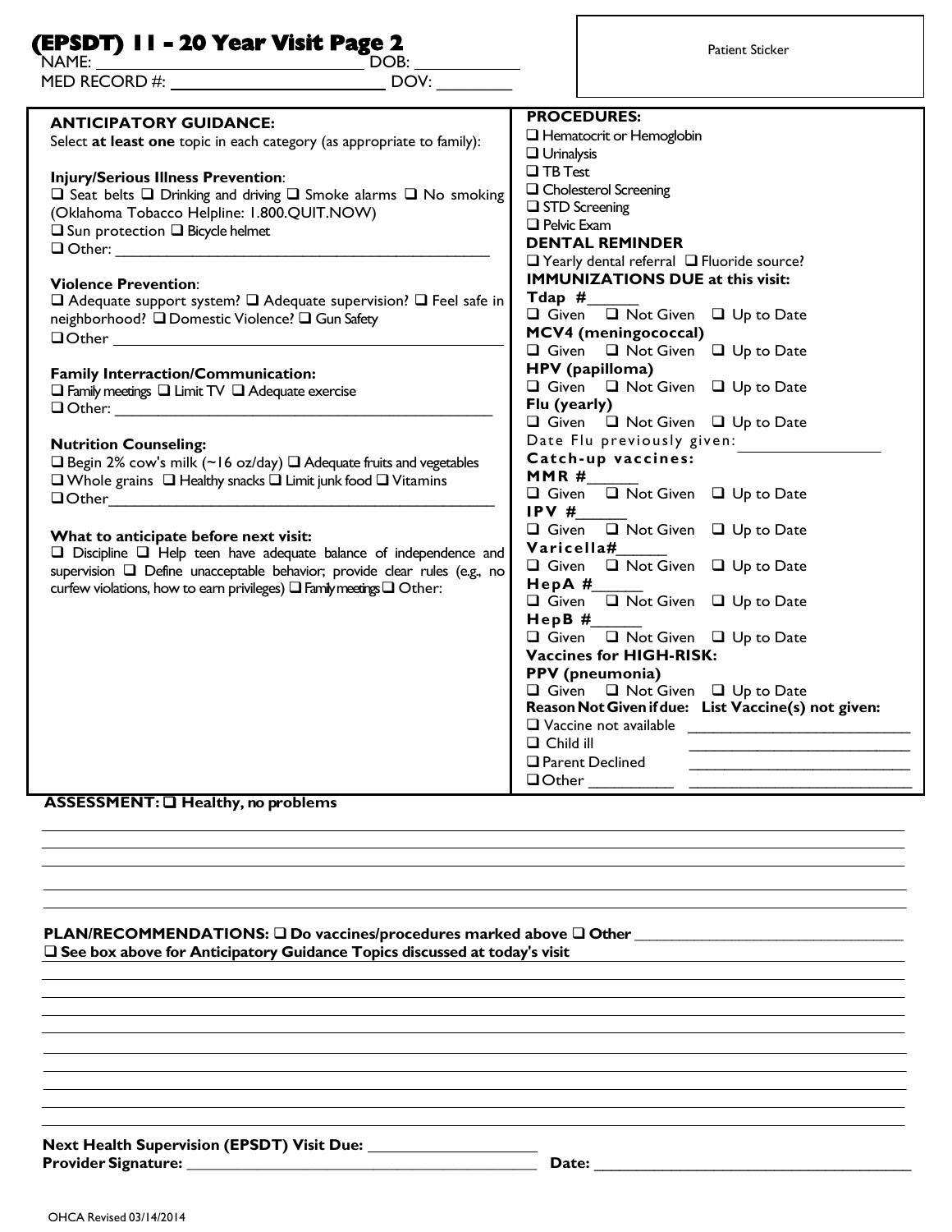# (EPSDT) 11 - 20 Year Visit Page 2

NAME: ______________________________ DOB: ___________

MED RECORD #: ______________________ DOV: ________

Patient Sticker

**ANTICIPATORY GUIDANCE:**
Select **at least one** topic in each category (as appropriate to family):

**Injury/Serious Illness Prevention**:
❑ Seat belts ❑ Drinking and driving ❑ Smoke alarms ❑ No smoking (Oklahoma Tobacco Helpline: 1.800.QUIT.NOW)
❑ Sun protection ❑ Bicycle helmet
❑ Other: ____________________________________________

**Violence Prevention**:
❑ Adequate support system? ❑ Adequate supervision? ❑ Feel safe in neighborhood? ❑ Domestic Violence? ❑ Gun Safety
❑ Other ____________________________________________

**Family Interraction/Communication:**
❑ Family meetings ❑ Limit TV ❑ Adequate exercise
❑ Other: ____________________________________________

**Nutrition Counseling:**
❑ Begin 2% cow's milk (~16 oz/day) ❑ Adequate fruits and vegetables
❑ Whole grains ❑ Healthy snacks ❑ Limit junk food ❑ Vitamins
❑ Other____________________________________________

**What to anticipate before next visit:**
❑ Discipline ❑ Help teen have adequate balance of independence and supervision ❑ Define unacceptable behavior; provide clear rules (e.g., no curfew violations, how to earn privileges) ❑ Family meetings ❑ Other:

**PROCEDURES:**
❑ Hematocrit or Hemoglobin
❑ Urinalysis
❑ TB Test
❑ Cholesterol Screening
❑ STD Screening
❑ Pelvic Exam

**DENTAL REMINDER**
❑ Yearly dental referral ❑ Fluoride source?

**IMMUNIZATIONS DUE at this visit:**

**Tdap #**______
❑ Given ❑ Not Given ❑ Up to Date

**MCV4 (meningococcal)**
❑ Given ❑ Not Given ❑ Up to Date

**HPV (papilloma)**
❑ Given ❑ Not Given ❑ Up to Date

**Flu (yearly)**
❑ Given ❑ Not Given ❑ Up to Date

Date Flu previously given: ________________

**Catch-up vaccines:**

**MMR #**______
❑ Given ❑ Not Given ❑ Up to Date

**IPV #**______
❑ Given ❑ Not Given ❑ Up to Date

**Varicella#**______
❑ Given ❑ Not Given ❑ Up to Date

**HepA #**______
❑ Given ❑ Not Given ❑ Up to Date

**HepB #**______
❑ Given ❑ Not Given ❑ Up to Date

**Vaccines for HIGH-RISK:**

**PPV (pneumonia)**
❑ Given ❑ Not Given ❑ Up to Date

**Reason Not Given if due: List Vaccine(s) not given:**
❑ Vaccine not available ________________________
❑ Child ill ________________________
❑ Parent Declined ________________________
❑ Other __________ ________________________

**ASSESSMENT:** ❑ **Healthy, no problems**

____________________________________________________________________________
____________________________________________________________________________
____________________________________________________________________________
____________________________________________________________________________
____________________________________________________________________________

**PLAN/RECOMMENDATIONS:** ❑ **Do vaccines/procedures marked above** ❑ **Other** ______________________________
❑ **See box above for Anticipatory Guidance Topics discussed at today's visit**

____________________________________________________________________________
____________________________________________________________________________
____________________________________________________________________________
____________________________________________________________________________
____________________________________________________________________________
____________________________________________________________________________
____________________________________________________________________________
____________________________________________________________________________
____________________________________________________________________________

**Next Health Supervision (EPSDT) Visit Due:** ____________________

**Provider Signature:** ________________________________________ **Date:** ____________________________________

OHCA Revised 03/14/2014